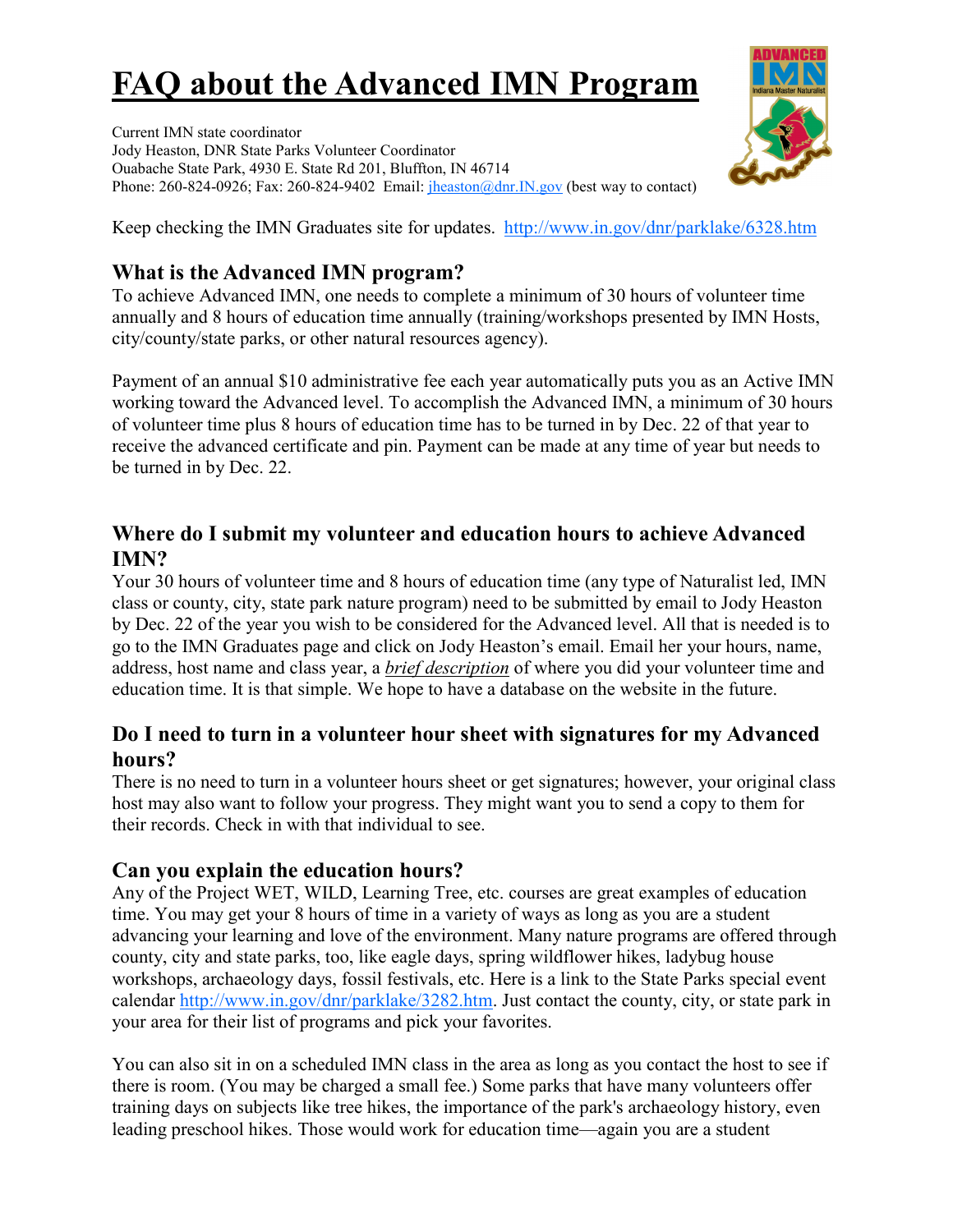# FAQ about the Advanced IMN Program

Current IMN state coordinator
Jody Heaston, DNR State Parks Volunteer Coordinator
Ouabache State Park, 4930 E. State Rd 201, Bluffton, IN 46714
Phone: 260-824-0926; Fax: 260-824-9402 Email: jheaston@dnr.IN.gov (best way to contact)

Keep checking the IMN Graduates site for updates. http://www.in.gov/dnr/parklake/6328.htm

## What is the Advanced IMN program?

To achieve Advanced IMN, one needs to complete a minimum of 30 hours of volunteer time annually and 8 hours of education time annually (training/workshops presented by IMN Hosts, city/county/state parks, or other natural resources agency).

Payment of an annual $10 administrative fee each year automatically puts you as an Active IMN working toward the Advanced level. To accomplish the Advanced IMN, a minimum of 30 hours of volunteer time plus 8 hours of education time has to be turned in by Dec. 22 of that year to receive the advanced certificate and pin. Payment can be made at any time of year but needs to be turned in by Dec. 22.

## Where do I submit my volunteer and education hours to achieve Advanced IMN?

Your 30 hours of volunteer time and 8 hours of education time (any type of Naturalist led, IMN class or county, city, state park nature program) need to be submitted by email to Jody Heaston by Dec. 22 of the year you wish to be considered for the Advanced level. All that is needed is to go to the IMN Graduates page and click on Jody Heaston's email. Email her your hours, name, address, host name and class year, a ***brief description*** of where you did your volunteer time and education time. It is that simple. We hope to have a database on the website in the future.

## Do I need to turn in a volunteer hour sheet with signatures for my Advanced hours?

There is no need to turn in a volunteer hours sheet or get signatures; however, your original class host may also want to follow your progress. They might want you to send a copy to them for their records. Check in with that individual to see.

## Can you explain the education hours?

Any of the Project WET, WILD, Learning Tree, etc. courses are great examples of education time. You may get your 8 hours of time in a variety of ways as long as you are a student advancing your learning and love of the environment. Many nature programs are offered through county, city and state parks, too, like eagle days, spring wildflower hikes, ladybug house workshops, archaeology days, fossil festivals, etc. Here is a link to the State Parks special event calendar http://www.in.gov/dnr/parklake/3282.htm. Just contact the county, city, or state park in your area for their list of programs and pick your favorites.

You can also sit in on a scheduled IMN class in the area as long as you contact the host to see if there is room. (You may be charged a small fee.) Some parks that have many volunteers offer training days on subjects like tree hikes, the importance of the park's archaeology history, even leading preschool hikes. Those would work for education time—again you are a student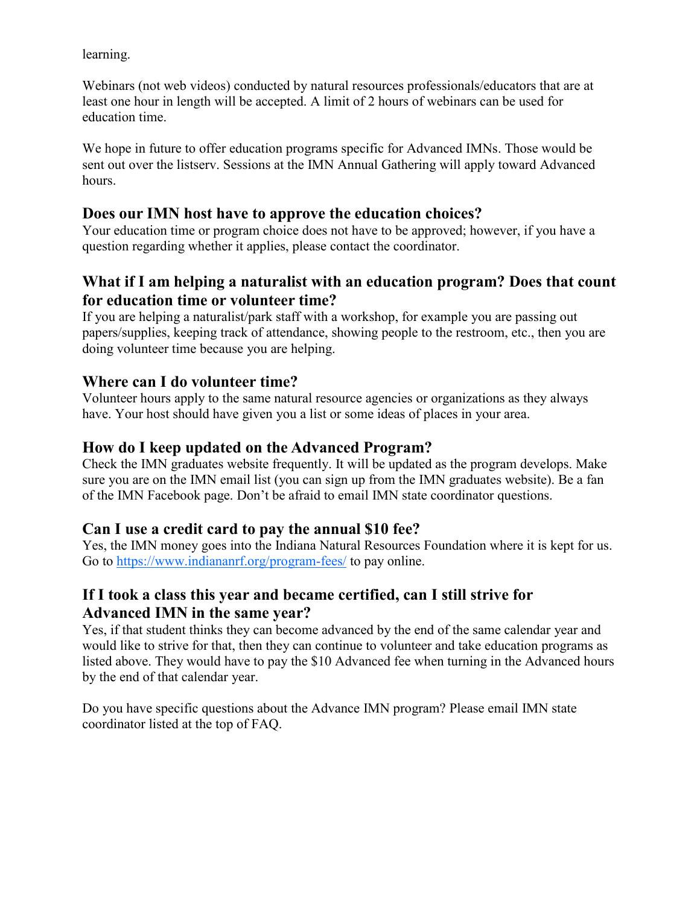learning.

Webinars (not web videos) conducted by natural resources professionals/educators that are at least one hour in length will be accepted. A limit of 2 hours of webinars can be used for education time.

We hope in future to offer education programs specific for Advanced IMNs. Those would be sent out over the listserv. Sessions at the IMN Annual Gathering will apply toward Advanced hours.

### Does our IMN host have to approve the education choices?

Your education time or program choice does not have to be approved; however, if you have a question regarding whether it applies, please contact the coordinator.

### What if I am helping a naturalist with an education program? Does that count for education time or volunteer time?

If you are helping a naturalist/park staff with a workshop, for example you are passing out papers/supplies, keeping track of attendance, showing people to the restroom, etc., then you are doing volunteer time because you are helping.

### Where can I do volunteer time?

Volunteer hours apply to the same natural resource agencies or organizations as they always have. Your host should have given you a list or some ideas of places in your area.

### How do I keep updated on the Advanced Program?

Check the IMN graduates website frequently. It will be updated as the program develops. Make sure you are on the IMN email list (you can sign up from the IMN graduates website). Be a fan of the IMN Facebook page. Don't be afraid to email IMN state coordinator questions.

### Can I use a credit card to pay the annual $10 fee?

Yes, the IMN money goes into the Indiana Natural Resources Foundation where it is kept for us. Go to https://www.indiananrf.org/program-fees/ to pay online.

### If I took a class this year and became certified, can I still strive for Advanced IMN in the same year?

Yes, if that student thinks they can become advanced by the end of the same calendar year and would like to strive for that, then they can continue to volunteer and take education programs as listed above. They would have to pay the $10 Advanced fee when turning in the Advanced hours by the end of that calendar year.

Do you have specific questions about the Advance IMN program? Please email IMN state coordinator listed at the top of FAQ.